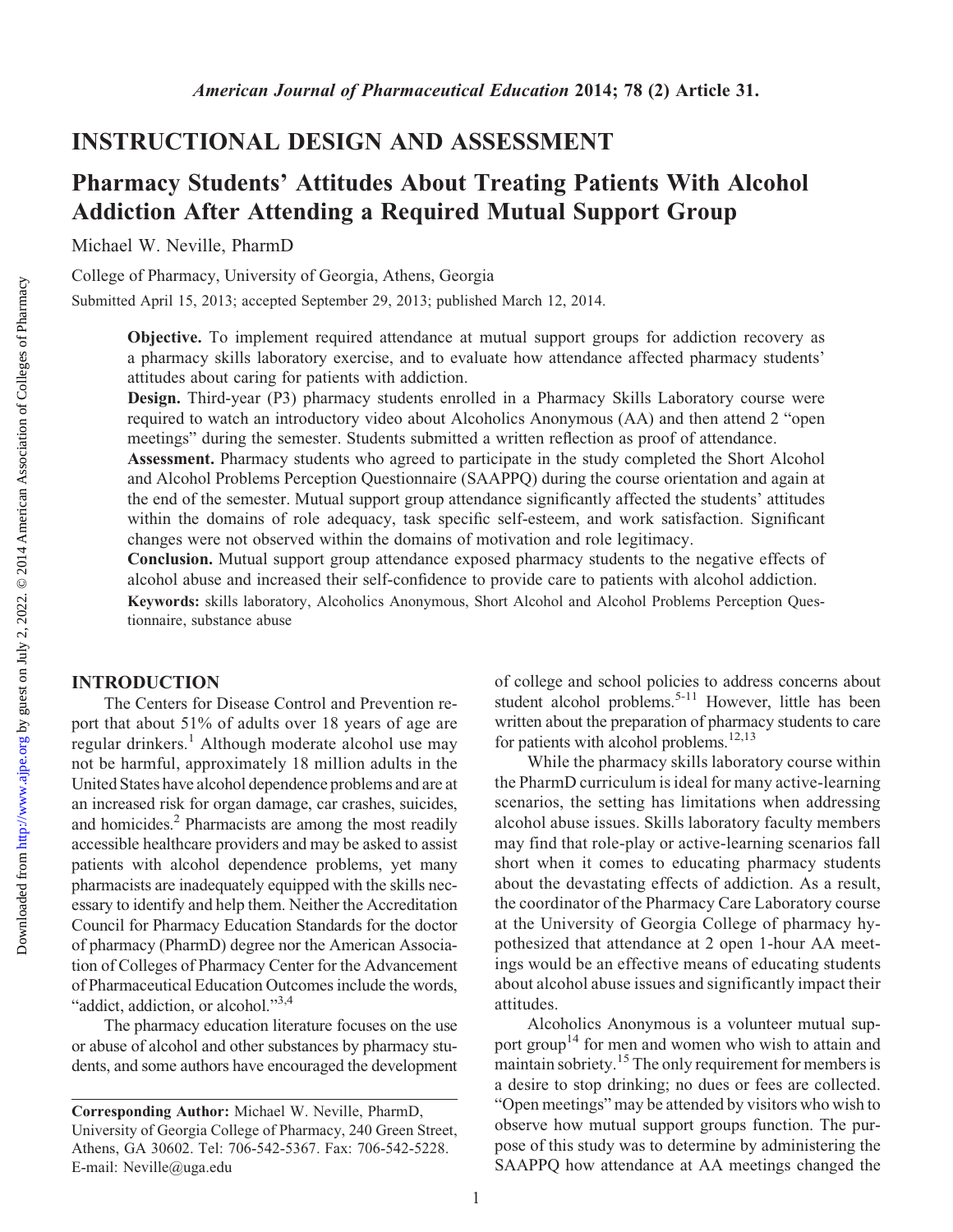## INSTRUCTIONAL DESIGN AND ASSESSMENT

# Pharmacy Students' Attitudes About Treating Patients With Alcohol Addiction After Attending a Required Mutual Support Group

Michael W. Neville, PharmD

College of Pharmacy, University of Georgia, Athens, Georgia

Submitted April 15, 2013; accepted September 29, 2013; published March 12, 2014.

**Objective.** To implement required attendance at mutual support groups for addiction recovery as a pharmacy skills laboratory exercise, and to evaluate how attendance affected pharmacy students' attitudes about caring for patients with addiction.

**Design.** Third-year (P3) pharmacy students enrolled in a Pharmacy Skills Laboratory course were required to watch an introductory video about Alcoholics Anonymous (AA) and then attend 2 "open meetings" during the semester. Students submitted a written reflection as proof of attendance.

**Assessment.** Pharmacy students who agreed to participate in the study completed the Short Alcohol and Alcohol Problems Perception Questionnaire (SAAPPQ) during the course orientation and again at the end of the semester. Mutual support group attendance significantly affected the students' attitudes within the domains of role adequacy, task specific self-esteem, and work satisfaction. Significant changes were not observed within the domains of motivation and role legitimacy.

**Conclusion.** Mutual support group attendance exposed pharmacy students to the negative effects of alcohol abuse and increased their self-confidence to provide care to patients with alcohol addiction.

**Keywords:** skills laboratory, Alcoholics Anonymous, Short Alcohol and Alcohol Problems Perception Questionnaire, substance abuse

## INTRODUCTION

The Centers for Disease Control and Prevention report that about 51% of adults over 18 years of age are regular drinkers.[1] Although moderate alcohol use may not be harmful, approximately 18 million adults in the United States have alcohol dependence problems and are at an increased risk for organ damage, car crashes, suicides, and homicides.[2] Pharmacists are among the most readily accessible healthcare providers and may be asked to assist patients with alcohol dependence problems, yet many pharmacists are inadequately equipped with the skills necessary to identify and help them. Neither the Accreditation Council for Pharmacy Education Standards for the doctor of pharmacy (PharmD) degree nor the American Association of Colleges of Pharmacy Center for the Advancement of Pharmaceutical Education Outcomes include the words, "addict, addiction, or alcohol."[3,4]

The pharmacy education literature focuses on the use or abuse of alcohol and other substances by pharmacy students, and some authors have encouraged the development of college and school policies to address concerns about student alcohol problems.[5-11] However, little has been written about the preparation of pharmacy students to care for patients with alcohol problems.[12,13]

While the pharmacy skills laboratory course within the PharmD curriculum is ideal for many active-learning scenarios, the setting has limitations when addressing alcohol abuse issues. Skills laboratory faculty members may find that role-play or active-learning scenarios fall short when it comes to educating pharmacy students about the devastating effects of addiction. As a result, the coordinator of the Pharmacy Care Laboratory course at the University of Georgia College of pharmacy hypothesized that attendance at 2 open 1-hour AA meetings would be an effective means of educating students about alcohol abuse issues and significantly impact their attitudes.

Alcoholics Anonymous is a volunteer mutual support group[14] for men and women who wish to attain and maintain sobriety.[15] The only requirement for members is a desire to stop drinking; no dues or fees are collected. "Open meetings" may be attended by visitors who wish to observe how mutual support groups function. The purpose of this study was to determine by administering the SAAPPQ how attendance at AA meetings changed the

**Corresponding Author:** Michael W. Neville, PharmD, University of Georgia College of Pharmacy, 240 Green Street, Athens, GA 30602. Tel: 706-542-5367. Fax: 706-542-5228. E-mail: Neville@uga.edu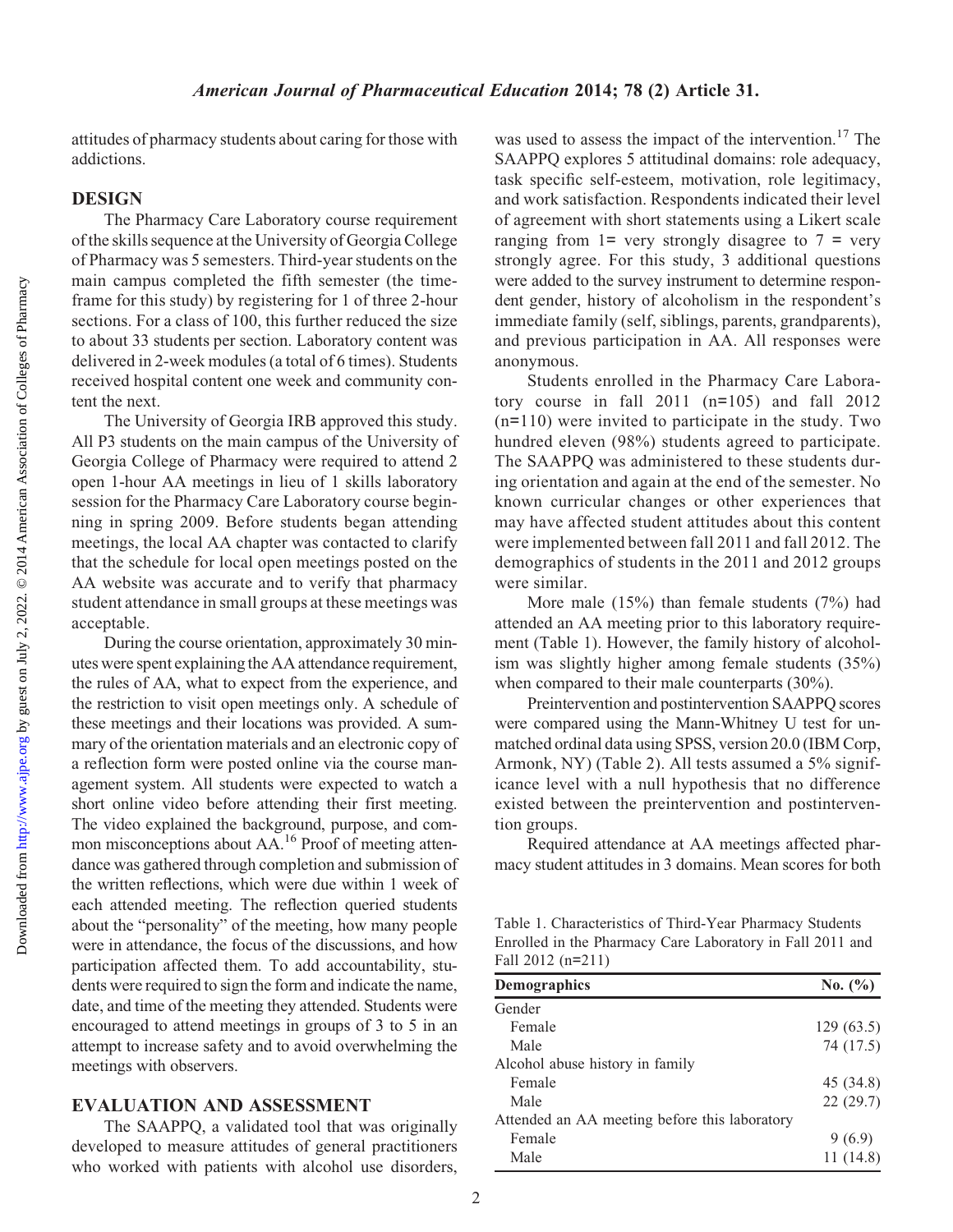attitudes of pharmacy students about caring for those with addictions.

## DESIGN

The Pharmacy Care Laboratory course requirement of the skills sequence at the University of Georgia College of Pharmacy was 5 semesters. Third-year students on the main campus completed the fifth semester (the timeframe for this study) by registering for 1 of three 2-hour sections. For a class of 100, this further reduced the size to about 33 students per section. Laboratory content was delivered in 2-week modules (a total of 6 times). Students received hospital content one week and community content the next.

The University of Georgia IRB approved this study. All P3 students on the main campus of the University of Georgia College of Pharmacy were required to attend 2 open 1-hour AA meetings in lieu of 1 skills laboratory session for the Pharmacy Care Laboratory course beginning in spring 2009. Before students began attending meetings, the local AA chapter was contacted to clarify that the schedule for local open meetings posted on the AA website was accurate and to verify that pharmacy student attendance in small groups at these meetings was acceptable.

During the course orientation, approximately 30 minutes were spent explaining the AA attendance requirement, the rules of AA, what to expect from the experience, and the restriction to visit open meetings only. A schedule of these meetings and their locations was provided. A summary of the orientation materials and an electronic copy of a reflection form were posted online via the course management system. All students were expected to watch a short online video before attending their first meeting. The video explained the background, purpose, and common misconceptions about AA.[16] Proof of meeting attendance was gathered through completion and submission of the written reflections, which were due within 1 week of each attended meeting. The reflection queried students about the "personality" of the meeting, how many people were in attendance, the focus of the discussions, and how participation affected them. To add accountability, students were required to sign the form and indicate the name, date, and time of the meeting they attended. Students were encouraged to attend meetings in groups of 3 to 5 in an attempt to increase safety and to avoid overwhelming the meetings with observers.

## EVALUATION AND ASSESSMENT

The SAAPPQ, a validated tool that was originally developed to measure attitudes of general practitioners who worked with patients with alcohol use disorders, was used to assess the impact of the intervention.[17] The SAAPPQ explores 5 attitudinal domains: role adequacy, task specific self-esteem, motivation, role legitimacy, and work satisfaction. Respondents indicated their level of agreement with short statements using a Likert scale ranging from 1= very strongly disagree to 7 = very strongly agree. For this study, 3 additional questions were added to the survey instrument to determine respondent gender, history of alcoholism in the respondent's immediate family (self, siblings, parents, grandparents), and previous participation in AA. All responses were anonymous.

Students enrolled in the Pharmacy Care Laboratory course in fall 2011 (n=105) and fall 2012 (n=110) were invited to participate in the study. Two hundred eleven (98%) students agreed to participate. The SAAPPQ was administered to these students during orientation and again at the end of the semester. No known curricular changes or other experiences that may have affected student attitudes about this content were implemented between fall 2011 and fall 2012. The demographics of students in the 2011 and 2012 groups were similar.

More male (15%) than female students (7%) had attended an AA meeting prior to this laboratory requirement (Table 1). However, the family history of alcoholism was slightly higher among female students (35%) when compared to their male counterparts (30%).

Preintervention and postintervention SAAPPQ scores were compared using the Mann-Whitney U test for unmatched ordinal data using SPSS, version 20.0 (IBM Corp, Armonk, NY) (Table 2). All tests assumed a 5% significance level with a null hypothesis that no difference existed between the preintervention and postintervention groups.

Required attendance at AA meetings affected pharmacy student attitudes in 3 domains. Mean scores for both

Table 1. Characteristics of Third-Year Pharmacy Students Enrolled in the Pharmacy Care Laboratory in Fall 2011 and Fall 2012 (n=211)

| Demographics | No. (%) |
|---|---|
| Gender | |
| Female | 129 (63.5) |
| Male | 74 (17.5) |
| Alcohol abuse history in family | |
| Female | 45 (34.8) |
| Male | 22 (29.7) |
| Attended an AA meeting before this laboratory | |
| Female | 9 (6.9) |
| Male | 11 (14.8) |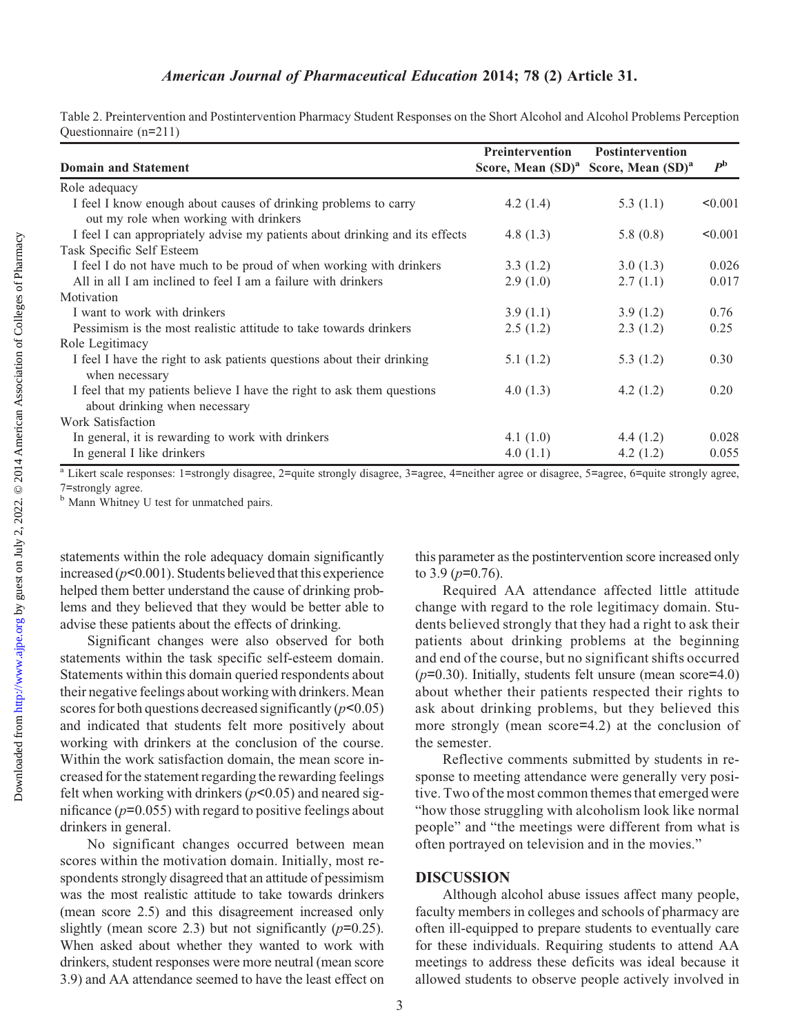Table 2. Preintervention and Postintervention Pharmacy Student Responses on the Short Alcohol and Alcohol Problems Perception Questionnaire (n=211)

| Domain and Statement | Preintervention Score, Mean (SD)[a] | Postintervention Score, Mean (SD)[a] | P[b] |
|---|---|---|---|
| Role adequacy | | | |
| I feel I know enough about causes of drinking problems to carry out my role when working with drinkers | 4.2 (1.4) | 5.3 (1.1) | <0.001 |
| I feel I can appropriately advise my patients about drinking and its effects | 4.8 (1.3) | 5.8 (0.8) | <0.001 |
| Task Specific Self Esteem | | | |
| I feel I do not have much to be proud of when working with drinkers | 3.3 (1.2) | 3.0 (1.3) | 0.026 |
| All in all I am inclined to feel I am a failure with drinkers | 2.9 (1.0) | 2.7 (1.1) | 0.017 |
| Motivation | | | |
| I want to work with drinkers | 3.9 (1.1) | 3.9 (1.2) | 0.76 |
| Pessimism is the most realistic attitude to take towards drinkers | 2.5 (1.2) | 2.3 (1.2) | 0.25 |
| Role Legitimacy | | | |
| I feel I have the right to ask patients questions about their drinking when necessary | 5.1 (1.2) | 5.3 (1.2) | 0.30 |
| I feel that my patients believe I have the right to ask them questions about drinking when necessary | 4.0 (1.3) | 4.2 (1.2) | 0.20 |
| Work Satisfaction | | | |
| In general, it is rewarding to work with drinkers | 4.1 (1.0) | 4.4 (1.2) | 0.028 |
| In general I like drinkers | 4.0 (1.1) | 4.2 (1.2) | 0.055 |

[a] Likert scale responses: 1=strongly disagree, 2=quite strongly disagree, 3=agree, 4=neither agree or disagree, 5=agree, 6=quite strongly agree, 7=strongly agree.

[b] Mann Whitney U test for unmatched pairs.

statements within the role adequacy domain significantly increased ($p<0.001$). Students believed that this experience helped them better understand the cause of drinking problems and they believed that they would be better able to advise these patients about the effects of drinking.

Significant changes were also observed for both statements within the task specific self-esteem domain. Statements within this domain queried respondents about their negative feelings about working with drinkers. Mean scores for both questions decreased significantly ($p<0.05$) and indicated that students felt more positively about working with drinkers at the conclusion of the course. Within the work satisfaction domain, the mean score increased for the statement regarding the rewarding feelings felt when working with drinkers ($p<0.05$) and neared significance ($p=0.055$) with regard to positive feelings about drinkers in general.

No significant changes occurred between mean scores within the motivation domain. Initially, most respondents strongly disagreed that an attitude of pessimism was the most realistic attitude to take towards drinkers (mean score 2.5) and this disagreement increased only slightly (mean score 2.3) but not significantly ($p=0.25$). When asked about whether they wanted to work with drinkers, student responses were more neutral (mean score 3.9) and AA attendance seemed to have the least effect on this parameter as the postintervention score increased only to 3.9 ($p=0.76$).

Required AA attendance affected little attitude change with regard to the role legitimacy domain. Students believed strongly that they had a right to ask their patients about drinking problems at the beginning and end of the course, but no significant shifts occurred ($p=0.30$). Initially, students felt unsure (mean score=4.0) about whether their patients respected their rights to ask about drinking problems, but they believed this more strongly (mean score=4.2) at the conclusion of the semester.

Reflective comments submitted by students in response to meeting attendance were generally very positive. Two of the most common themes that emerged were "how those struggling with alcoholism look like normal people" and "the meetings were different from what is often portrayed on television and in the movies."

## DISCUSSION

Although alcohol abuse issues affect many people, faculty members in colleges and schools of pharmacy are often ill-equipped to prepare students to eventually care for these individuals. Requiring students to attend AA meetings to address these deficits was ideal because it allowed students to observe people actively involved in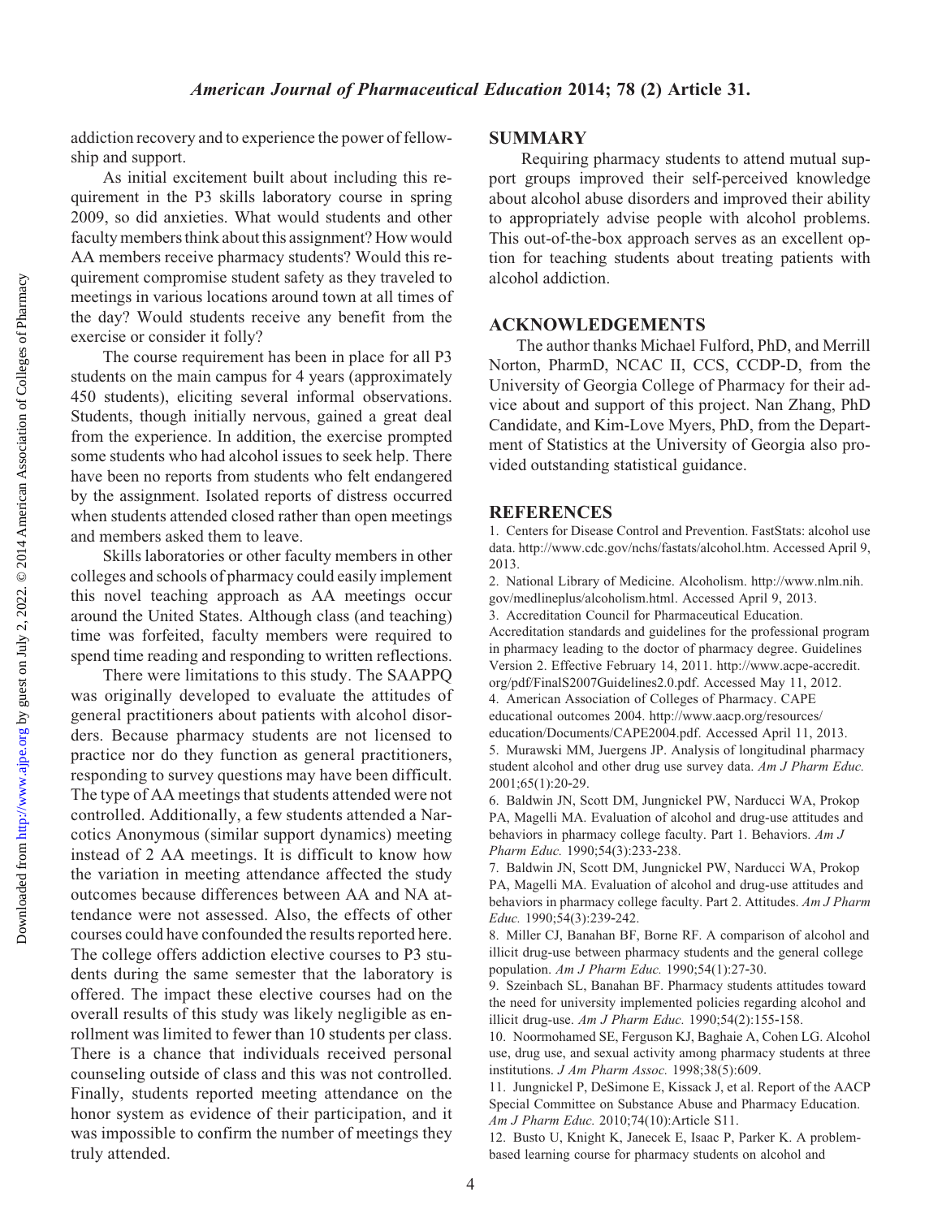addiction recovery and to experience the power of fellowship and support.

As initial excitement built about including this requirement in the P3 skills laboratory course in spring 2009, so did anxieties. What would students and other faculty members think about this assignment? How would AA members receive pharmacy students? Would this requirement compromise student safety as they traveled to meetings in various locations around town at all times of the day? Would students receive any benefit from the exercise or consider it folly?

The course requirement has been in place for all P3 students on the main campus for 4 years (approximately 450 students), eliciting several informal observations. Students, though initially nervous, gained a great deal from the experience. In addition, the exercise prompted some students who had alcohol issues to seek help. There have been no reports from students who felt endangered by the assignment. Isolated reports of distress occurred when students attended closed rather than open meetings and members asked them to leave.

Skills laboratories or other faculty members in other colleges and schools of pharmacy could easily implement this novel teaching approach as AA meetings occur around the United States. Although class (and teaching) time was forfeited, faculty members were required to spend time reading and responding to written reflections.

There were limitations to this study. The SAAPPQ was originally developed to evaluate the attitudes of general practitioners about patients with alcohol disorders. Because pharmacy students are not licensed to practice nor do they function as general practitioners, responding to survey questions may have been difficult. The type of AA meetings that students attended were not controlled. Additionally, a few students attended a Narcotics Anonymous (similar support dynamics) meeting instead of 2 AA meetings. It is difficult to know how the variation in meeting attendance affected the study outcomes because differences between AA and NA attendance were not assessed. Also, the effects of other courses could have confounded the results reported here. The college offers addiction elective courses to P3 students during the same semester that the laboratory is offered. The impact these elective courses had on the overall results of this study was likely negligible as enrollment was limited to fewer than 10 students per class. There is a chance that individuals received personal counseling outside of class and this was not controlled. Finally, students reported meeting attendance on the honor system as evidence of their participation, and it was impossible to confirm the number of meetings they truly attended.

## SUMMARY

Requiring pharmacy students to attend mutual support groups improved their self-perceived knowledge about alcohol abuse disorders and improved their ability to appropriately advise people with alcohol problems. This out-of-the-box approach serves as an excellent option for teaching students about treating patients with alcohol addiction.

## ACKNOWLEDGEMENTS

The author thanks Michael Fulford, PhD, and Merrill Norton, PharmD, NCAC II, CCS, CCDP-D, from the University of Georgia College of Pharmacy for their advice about and support of this project. Nan Zhang, PhD Candidate, and Kim-Love Myers, PhD, from the Department of Statistics at the University of Georgia also provided outstanding statistical guidance.

## REFERENCES

1. Centers for Disease Control and Prevention. FastStats: alcohol use data. http://www.cdc.gov/nchs/fastats/alcohol.htm. Accessed April 9, 2013.
2. National Library of Medicine. Alcoholism. http://www.nlm.nih.gov/medlineplus/alcoholism.html. Accessed April 9, 2013.
3. Accreditation Council for Pharmaceutical Education. Accreditation standards and guidelines for the professional program in pharmacy leading to the doctor of pharmacy degree. Guidelines Version 2. Effective February 14, 2011. http://www.acpe-accredit.org/pdf/FinalS2007Guidelines2.0.pdf. Accessed May 11, 2012.
4. American Association of Colleges of Pharmacy. CAPE educational outcomes 2004. http://www.aacp.org/resources/education/Documents/CAPE2004.pdf. Accessed April 11, 2013.
5. Murawski MM, Juergens JP. Analysis of longitudinal pharmacy student alcohol and other drug use survey data. *Am J Pharm Educ.* 2001;65(1):20-29.
6. Baldwin JN, Scott DM, Jungnickel PW, Narducci WA, Prokop PA, Magelli MA. Evaluation of alcohol and drug-use attitudes and behaviors in pharmacy college faculty. Part 1. Behaviors. *Am J Pharm Educ.* 1990;54(3):233-238.
7. Baldwin JN, Scott DM, Jungnickel PW, Narducci WA, Prokop PA, Magelli MA. Evaluation of alcohol and drug-use attitudes and behaviors in pharmacy college faculty. Part 2. Attitudes. *Am J Pharm Educ.* 1990;54(3):239-242.
8. Miller CJ, Banahan BF, Borne RF. A comparison of alcohol and illicit drug-use between pharmacy students and the general college population. *Am J Pharm Educ.* 1990;54(1):27-30.
9. Szeinbach SL, Banahan BF. Pharmacy students attitudes toward the need for university implemented policies regarding alcohol and illicit drug-use. *Am J Pharm Educ.* 1990;54(2):155-158.
10. Noormohamed SE, Ferguson KJ, Baghaie A, Cohen LG. Alcohol use, drug use, and sexual activity among pharmacy students at three institutions. *J Am Pharm Assoc.* 1998;38(5):609.
11. Jungnickel P, DeSimone E, Kissack J, et al. Report of the AACP Special Committee on Substance Abuse and Pharmacy Education. *Am J Pharm Educ.* 2010;74(10):Article S11.
12. Busto U, Knight K, Janecek E, Isaac P, Parker K. A problem-based learning course for pharmacy students on alcohol and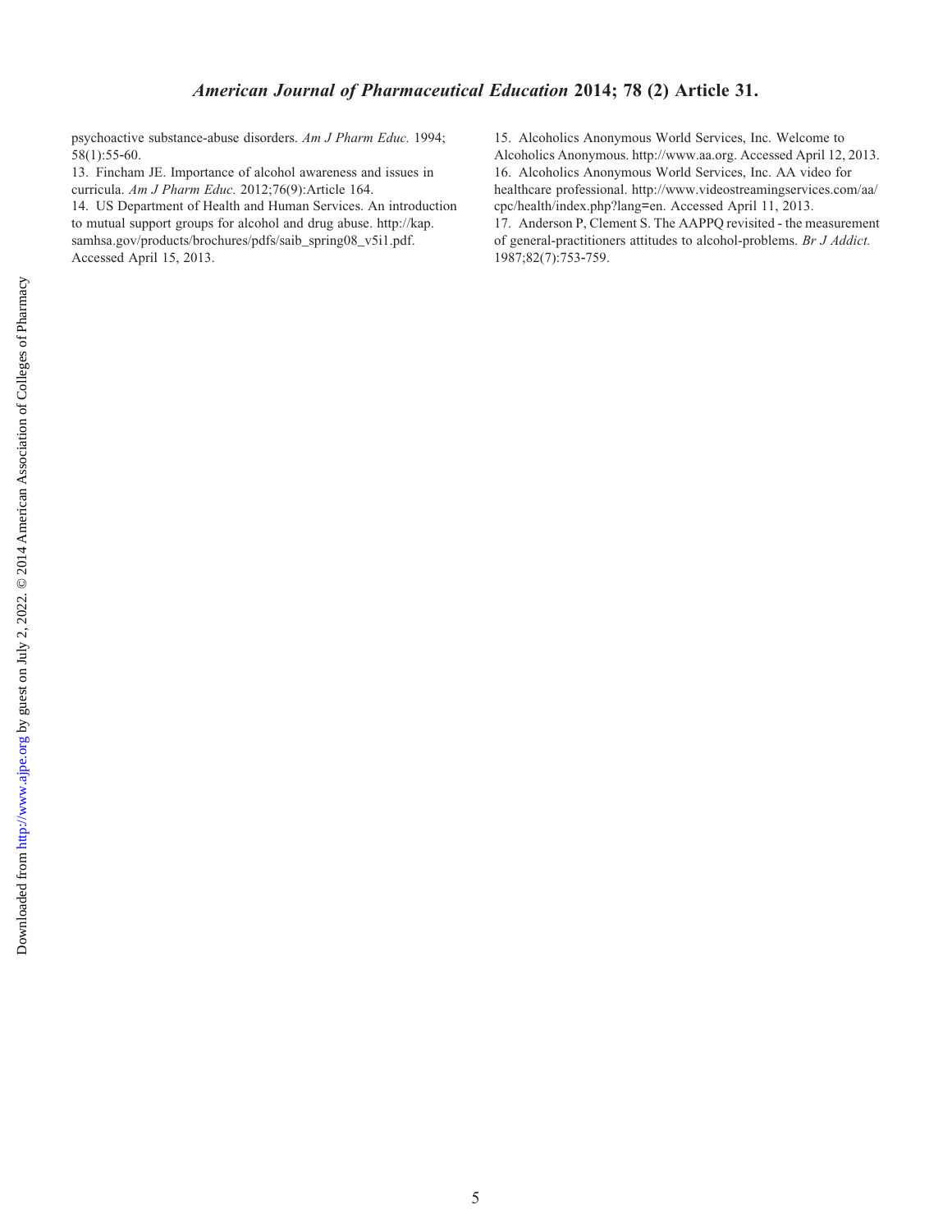psychoactive substance-abuse disorders. *Am J Pharm Educ.* 1994; 58(1):55-60.

13. Fincham JE. Importance of alcohol awareness and issues in curricula. *Am J Pharm Educ.* 2012;76(9):Article 164.

14. US Department of Health and Human Services. An introduction to mutual support groups for alcohol and drug abuse. http://kap.samhsa.gov/products/brochures/pdfs/saib_spring08_v5i1.pdf. Accessed April 15, 2013.

15. Alcoholics Anonymous World Services, Inc. Welcome to Alcoholics Anonymous. http://www.aa.org. Accessed April 12, 2013.

16. Alcoholics Anonymous World Services, Inc. AA video for healthcare professional. http://www.videostreamingservices.com/aa/cpc/health/index.php?lang=en. Accessed April 11, 2013.

17. Anderson P, Clement S. The AAPPQ revisited - the measurement of general-practitioners attitudes to alcohol-problems. *Br J Addict.* 1987;82(7):753-759.